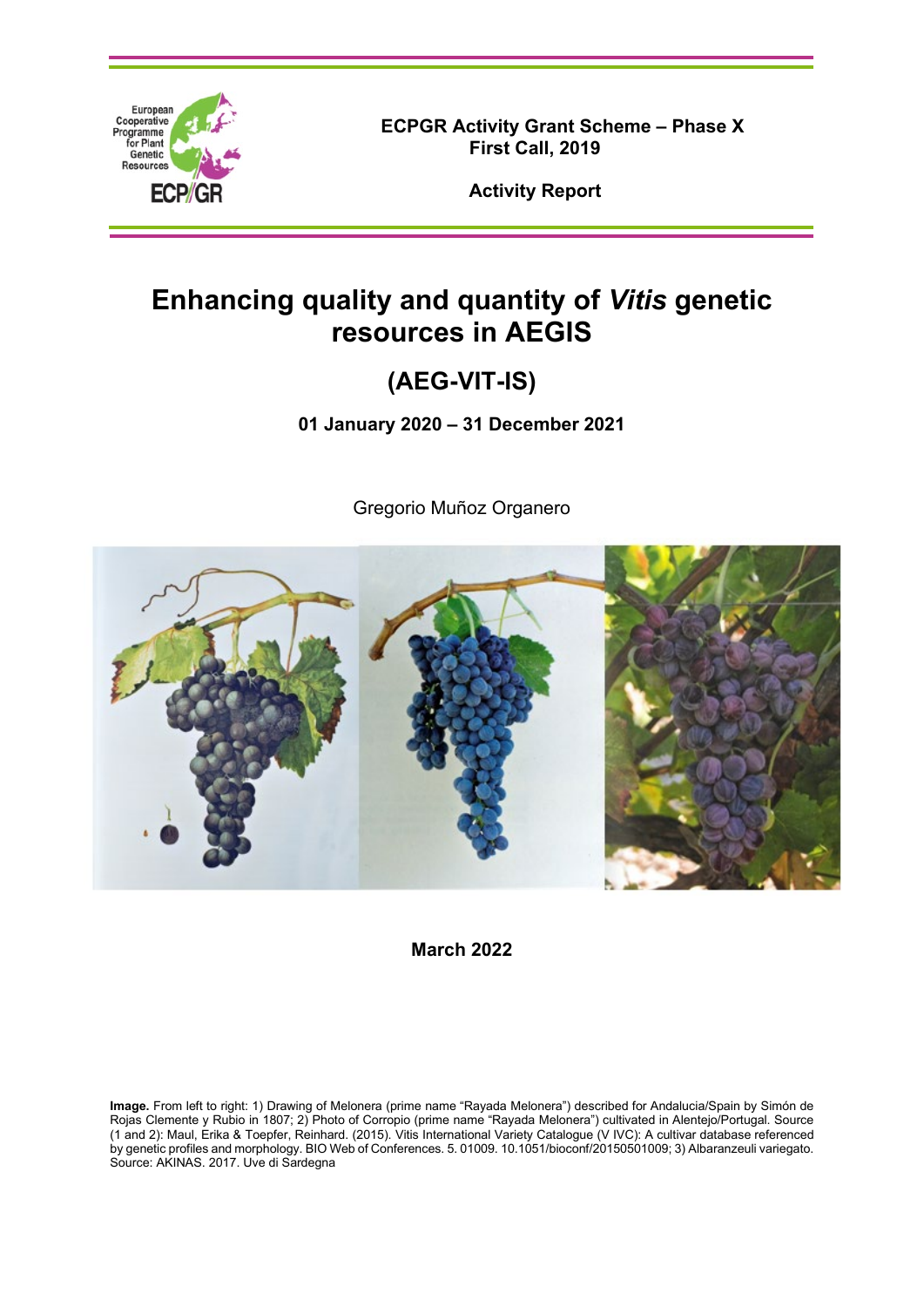ECPGR Activity Grant Scheme – Phase X
First Call, 2019

**Activity Report**

# Enhancing quality and quantity of *Vitis* genetic resources in AEGIS

## (AEG-VIT-IS)

**01 January 2020 – 31 December 2021**

Gregorio Muñoz Organero

**March 2022**

**Image.** From left to right: 1) Drawing of Melonera (prime name "Rayada Melonera") described for Andalucia/Spain by Simón de Rojas Clemente y Rubio in 1807; 2) Photo of Corropio (prime name "Rayada Melonera") cultivated in Alentejo/Portugal. Source (1 and 2): Maul, Erika & Toepfer, Reinhard. (2015). Vitis International Variety Catalogue (V IVC): A cultivar database referenced by genetic profiles and morphology. BIO Web of Conferences. 5. 01009. 10.1051/bioconf/20150501009; 3) Albaranzeuli variegato. Source: AKINAS. 2017. Uve di Sardegna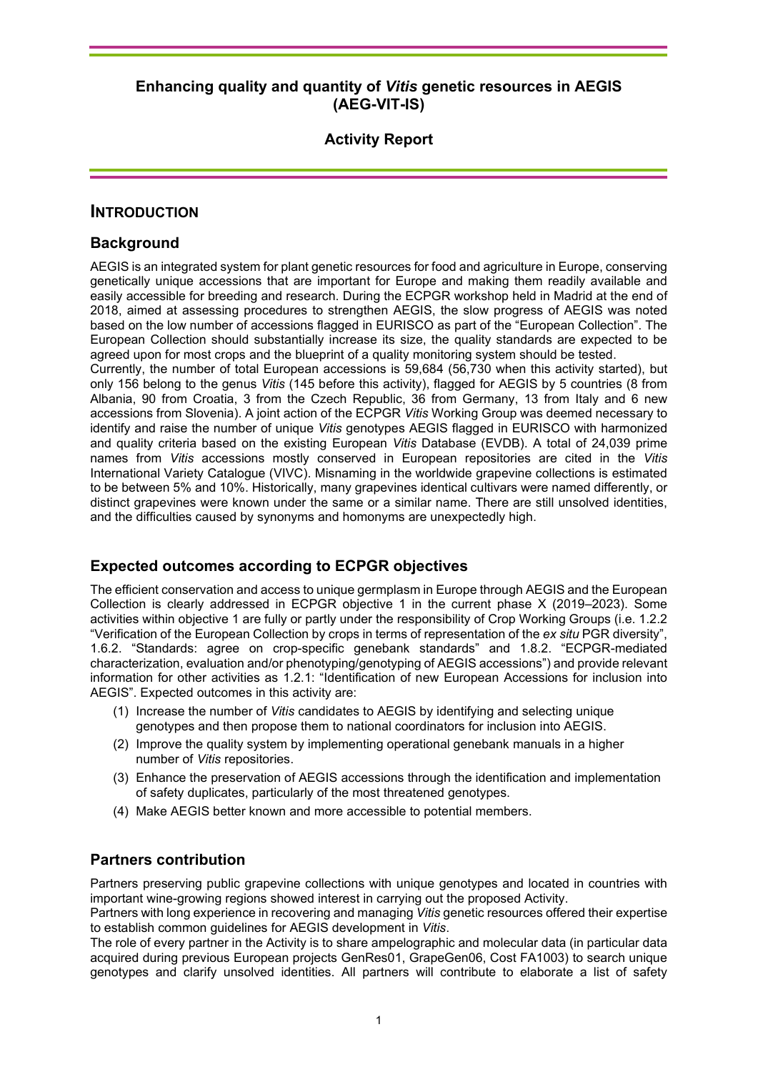# Enhancing quality and quantity of *Vitis* genetic resources in AEGIS (AEG-VIT-IS)

## Activity Report

# Introduction

## Background

AEGIS is an integrated system for plant genetic resources for food and agriculture in Europe, conserving genetically unique accessions that are important for Europe and making them readily available and easily accessible for breeding and research. During the ECPGR workshop held in Madrid at the end of 2018, aimed at assessing procedures to strengthen AEGIS, the slow progress of AEGIS was noted based on the low number of accessions flagged in EURISCO as part of the "European Collection". The European Collection should substantially increase its size, the quality standards are expected to be agreed upon for most crops and the blueprint of a quality monitoring system should be tested.

Currently, the number of total European accessions is 59,684 (56,730 when this activity started), but only 156 belong to the genus *Vitis* (145 before this activity), flagged for AEGIS by 5 countries (8 from Albania, 90 from Croatia, 3 from the Czech Republic, 36 from Germany, 13 from Italy and 6 new accessions from Slovenia). A joint action of the ECPGR *Vitis* Working Group was deemed necessary to identify and raise the number of unique *Vitis* genotypes AEGIS flagged in EURISCO with harmonized and quality criteria based on the existing European *Vitis* Database (EVDB). A total of 24,039 prime names from *Vitis* accessions mostly conserved in European repositories are cited in the *Vitis* International Variety Catalogue (VIVC). Misnaming in the worldwide grapevine collections is estimated to be between 5% and 10%. Historically, many grapevines identical cultivars were named differently, or distinct grapevines were known under the same or a similar name. There are still unsolved identities, and the difficulties caused by synonyms and homonyms are unexpectedly high.

## Expected outcomes according to ECPGR objectives

The efficient conservation and access to unique germplasm in Europe through AEGIS and the European Collection is clearly addressed in ECPGR objective 1 in the current phase X (2019–2023). Some activities within objective 1 are fully or partly under the responsibility of Crop Working Groups (i.e. 1.2.2 "Verification of the European Collection by crops in terms of representation of the *ex situ* PGR diversity", 1.6.2. "Standards: agree on crop-specific genebank standards" and 1.8.2. "ECPGR-mediated characterization, evaluation and/or phenotyping/genotyping of AEGIS accessions") and provide relevant information for other activities as 1.2.1: "Identification of new European Accessions for inclusion into AEGIS". Expected outcomes in this activity are:

1. Increase the number of *Vitis* candidates to AEGIS by identifying and selecting unique genotypes and then propose them to national coordinators for inclusion into AEGIS.
2. Improve the quality system by implementing operational genebank manuals in a higher number of *Vitis* repositories.
3. Enhance the preservation of AEGIS accessions through the identification and implementation of safety duplicates, particularly of the most threatened genotypes.
4. Make AEGIS better known and more accessible to potential members.

## Partners contribution

Partners preserving public grapevine collections with unique genotypes and located in countries with important wine-growing regions showed interest in carrying out the proposed Activity.

Partners with long experience in recovering and managing *Vitis* genetic resources offered their expertise to establish common guidelines for AEGIS development in *Vitis*.

The role of every partner in the Activity is to share ampelographic and molecular data (in particular data acquired during previous European projects GenRes01, GrapeGen06, Cost FA1003) to search unique genotypes and clarify unsolved identities. All partners will contribute to elaborate a list of safety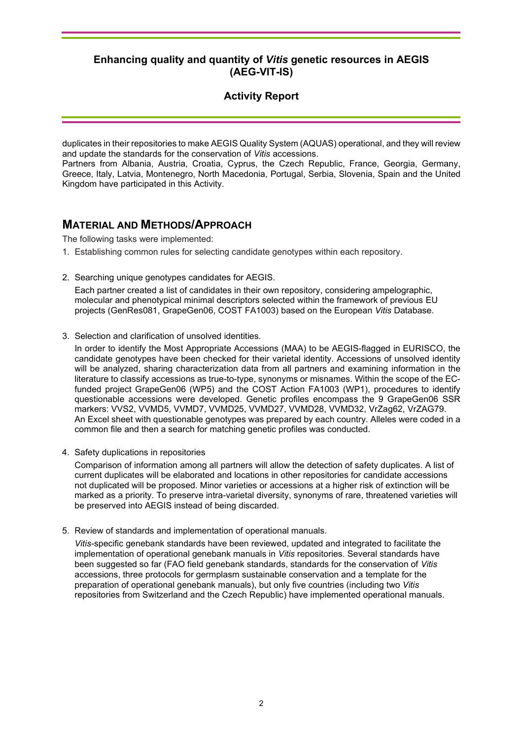duplicates in their repositories to make AEGIS Quality System (AQUAS) operational, and they will review and update the standards for the conservation of *Vitis* accessions.

Partners from Albania, Austria, Croatia, Cyprus, the Czech Republic, France, Georgia, Germany, Greece, Italy, Latvia, Montenegro, North Macedonia, Portugal, Serbia, Slovenia, Spain and the United Kingdom have participated in this Activity.

## MATERIAL AND METHODS/APPROACH

The following tasks were implemented:

1. Establishing common rules for selecting candidate genotypes within each repository.

2. Searching unique genotypes candidates for AEGIS.

   Each partner created a list of candidates in their own repository, considering ampelographic, molecular and phenotypical minimal descriptors selected within the framework of previous EU projects (GenRes081, GrapeGen06, COST FA1003) based on the European *Vitis* Database.

3. Selection and clarification of unsolved identities.

   In order to identify the Most Appropriate Accessions (MAA) to be AEGIS-flagged in EURISCO, the candidate genotypes have been checked for their varietal identity. Accessions of unsolved identity will be analyzed, sharing characterization data from all partners and examining information in the literature to classify accessions as true-to-type, synonyms or misnames. Within the scope of the EC-funded project GrapeGen06 (WP5) and the COST Action FA1003 (WP1), procedures to identify questionable accessions were developed. Genetic profiles encompass the 9 GrapeGen06 SSR markers: VVS2, VVMD5, VVMD7, VVMD25, VVMD27, VVMD28, VVMD32, VrZag62, VrZAG79. An Excel sheet with questionable genotypes was prepared by each country. Alleles were coded in a common file and then a search for matching genetic profiles was conducted.

4. Safety duplications in repositories

   Comparison of information among all partners will allow the detection of safety duplicates. A list of current duplicates will be elaborated and locations in other repositories for candidate accessions not duplicated will be proposed. Minor varieties or accessions at a higher risk of extinction will be marked as a priority. To preserve intra-varietal diversity, synonyms of rare, threatened varieties will be preserved into AEGIS instead of being discarded.

5. Review of standards and implementation of operational manuals.

   *Vitis*-specific genebank standards have been reviewed, updated and integrated to facilitate the implementation of operational genebank manuals in *Vitis* repositories. Several standards have been suggested so far (FAO field genebank standards, standards for the conservation of *Vitis* accessions, three protocols for germplasm sustainable conservation and a template for the preparation of operational genebank manuals), but only five countries (including two *Vitis* repositories from Switzerland and the Czech Republic) have implemented operational manuals.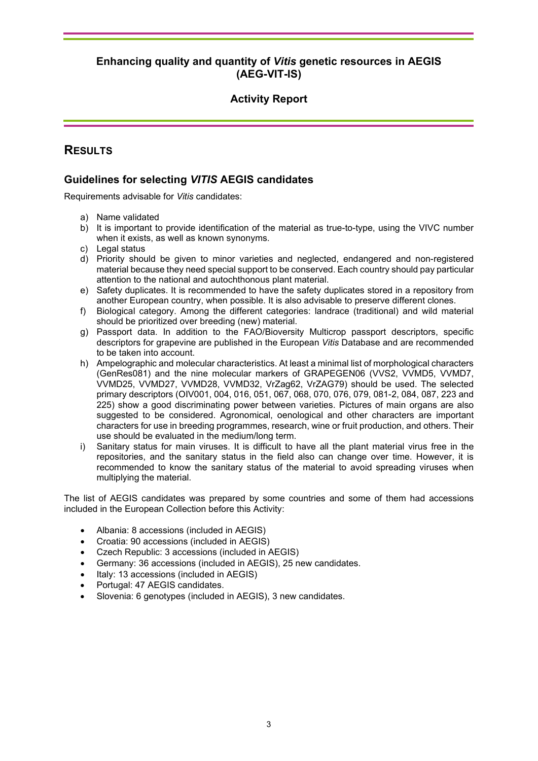## Enhancing quality and quantity of *Vitis* genetic resources in AEGIS (AEG-VIT-IS)

### Activity Report

# RESULTS

## Guidelines for selecting *VITIS* AEGIS candidates

Requirements advisable for *Vitis* candidates:

a) Name validated
b) It is important to provide identification of the material as true-to-type, using the VIVC number when it exists, as well as known synonyms.
c) Legal status
d) Priority should be given to minor varieties and neglected, endangered and non-registered material because they need special support to be conserved. Each country should pay particular attention to the national and autochthonous plant material.
e) Safety duplicates. It is recommended to have the safety duplicates stored in a repository from another European country, when possible. It is also advisable to preserve different clones.
f) Biological category. Among the different categories: landrace (traditional) and wild material should be prioritized over breeding (new) material.
g) Passport data. In addition to the FAO/Bioversity Multicrop passport descriptors, specific descriptors for grapevine are published in the European *Vitis* Database and are recommended to be taken into account.
h) Ampelographic and molecular characteristics. At least a minimal list of morphological characters (GenRes081) and the nine molecular markers of GRAPEGEN06 (VVS2, VVMD5, VVMD7, VVMD25, VVMD27, VVMD28, VVMD32, VrZag62, VrZAG79) should be used. The selected primary descriptors (OIV001, 004, 016, 051, 067, 068, 070, 076, 079, 081-2, 084, 087, 223 and 225) show a good discriminating power between varieties. Pictures of main organs are also suggested to be considered. Agronomical, oenological and other characters are important characters for use in breeding programmes, research, wine or fruit production, and others. Their use should be evaluated in the medium/long term.
i) Sanitary status for main viruses. It is difficult to have all the plant material virus free in the repositories, and the sanitary status in the field also can change over time. However, it is recommended to know the sanitary status of the material to avoid spreading viruses when multiplying the material.

The list of AEGIS candidates was prepared by some countries and some of them had accessions included in the European Collection before this Activity:

- Albania: 8 accessions (included in AEGIS)
- Croatia: 90 accessions (included in AEGIS)
- Czech Republic: 3 accessions (included in AEGIS)
- Germany: 36 accessions (included in AEGIS), 25 new candidates.
- Italy: 13 accessions (included in AEGIS)
- Portugal: 47 AEGIS candidates.
- Slovenia: 6 genotypes (included in AEGIS), 3 new candidates.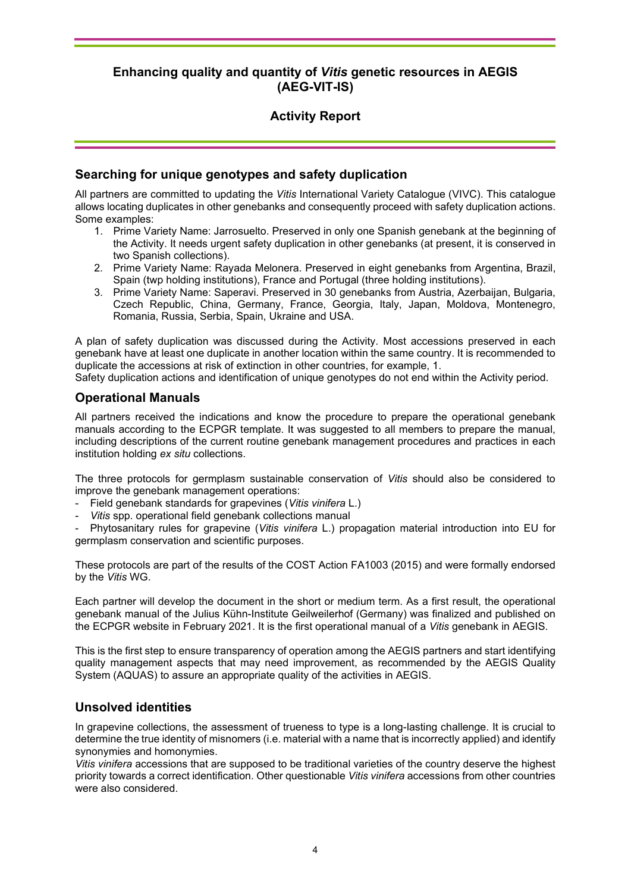# Enhancing quality and quantity of *Vitis* genetic resources in AEGIS (AEG-VIT-IS)

## Activity Report

## Searching for unique genotypes and safety duplication

All partners are committed to updating the *Vitis* International Variety Catalogue (VIVC). This catalogue allows locating duplicates in other genebanks and consequently proceed with safety duplication actions. Some examples:

1. Prime Variety Name: Jarrosuelto. Preserved in only one Spanish genebank at the beginning of the Activity. It needs urgent safety duplication in other genebanks (at present, it is conserved in two Spanish collections).
2. Prime Variety Name: Rayada Melonera. Preserved in eight genebanks from Argentina, Brazil, Spain (twp holding institutions), France and Portugal (three holding institutions).
3. Prime Variety Name: Saperavi. Preserved in 30 genebanks from Austria, Azerbaijan, Bulgaria, Czech Republic, China, Germany, France, Georgia, Italy, Japan, Moldova, Montenegro, Romania, Russia, Serbia, Spain, Ukraine and USA.

A plan of safety duplication was discussed during the Activity. Most accessions preserved in each genebank have at least one duplicate in another location within the same country. It is recommended to duplicate the accessions at risk of extinction in other countries, for example, 1.

Safety duplication actions and identification of unique genotypes do not end within the Activity period.

## Operational Manuals

All partners received the indications and know the procedure to prepare the operational genebank manuals according to the ECPGR template. It was suggested to all members to prepare the manual, including descriptions of the current routine genebank management procedures and practices in each institution holding *ex situ* collections.

The three protocols for germplasm sustainable conservation of *Vitis* should also be considered to improve the genebank management operations:

- Field genebank standards for grapevines (*Vitis vinifera* L.)
- *Vitis* spp. operational field genebank collections manual
- Phytosanitary rules for grapevine (*Vitis vinifera* L.) propagation material introduction into EU for germplasm conservation and scientific purposes.

These protocols are part of the results of the COST Action FA1003 (2015) and were formally endorsed by the *Vitis* WG.

Each partner will develop the document in the short or medium term. As a first result, the operational genebank manual of the Julius Kühn-Institute Geilweilerhof (Germany) was finalized and published on the ECPGR website in February 2021. It is the first operational manual of a *Vitis* genebank in AEGIS.

This is the first step to ensure transparency of operation among the AEGIS partners and start identifying quality management aspects that may need improvement, as recommended by the AEGIS Quality System (AQUAS) to assure an appropriate quality of the activities in AEGIS.

## Unsolved identities

In grapevine collections, the assessment of trueness to type is a long-lasting challenge. It is crucial to determine the true identity of misnomers (i.e. material with a name that is incorrectly applied) and identify synonymies and homonymies.

*Vitis vinifera* accessions that are supposed to be traditional varieties of the country deserve the highest priority towards a correct identification. Other questionable *Vitis vinifera* accessions from other countries were also considered.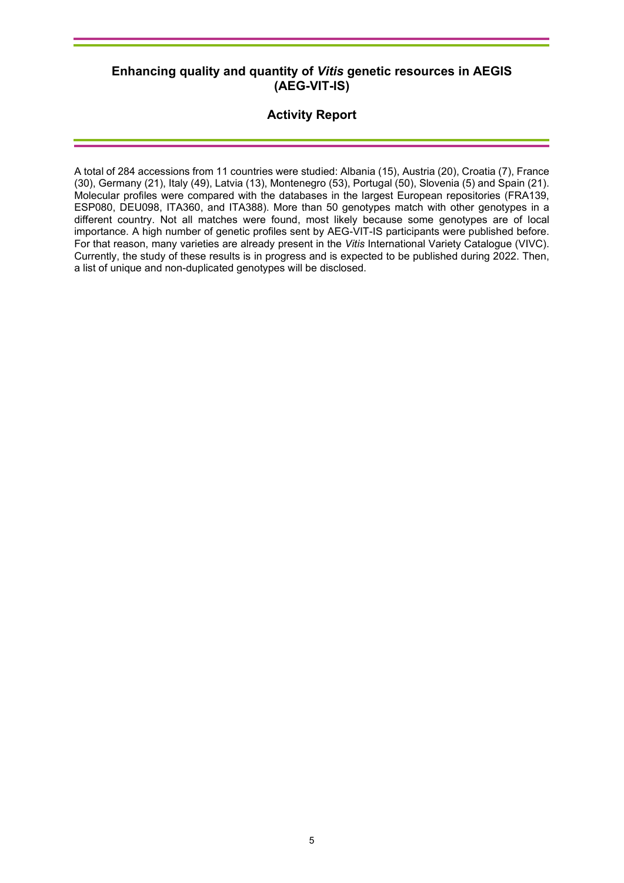## Enhancing quality and quantity of *Vitis* genetic resources in AEGIS (AEG-VIT-IS)

### Activity Report

A total of 284 accessions from 11 countries were studied: Albania (15), Austria (20), Croatia (7), France (30), Germany (21), Italy (49), Latvia (13), Montenegro (53), Portugal (50), Slovenia (5) and Spain (21). Molecular profiles were compared with the databases in the largest European repositories (FRA139, ESP080, DEU098, ITA360, and ITA388). More than 50 genotypes match with other genotypes in a different country. Not all matches were found, most likely because some genotypes are of local importance. A high number of genetic profiles sent by AEG-VIT-IS participants were published before. For that reason, many varieties are already present in the *Vitis* International Variety Catalogue (VIVC). Currently, the study of these results is in progress and is expected to be published during 2022. Then, a list of unique and non-duplicated genotypes will be disclosed.